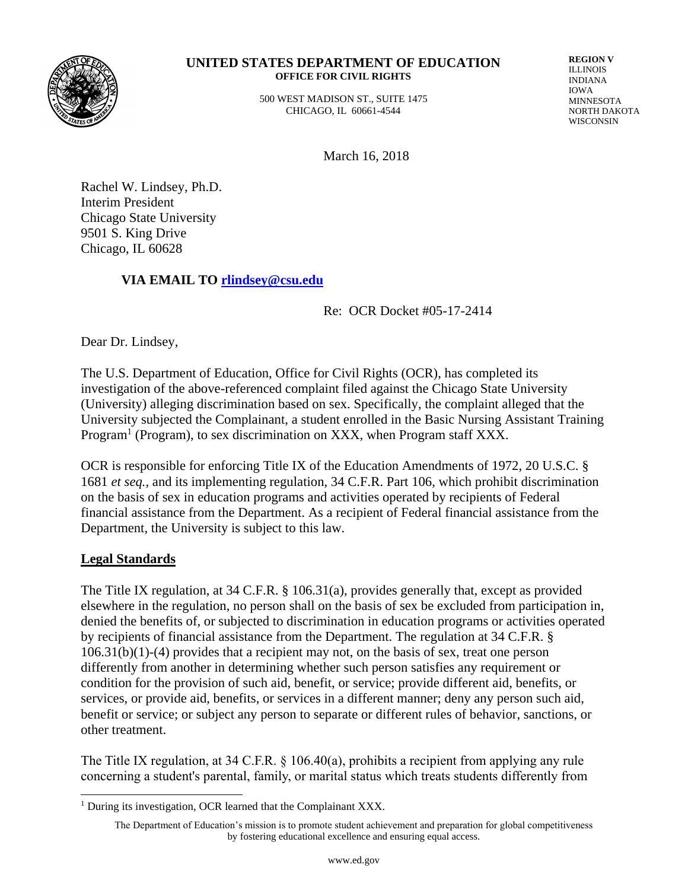**UNITED STATES DEPARTMENT OF EDUCATION**
**OFFICE FOR CIVIL RIGHTS**

500 WEST MADISON ST., SUITE 1475
CHICAGO, IL 60661-4544

**REGION V**
ILLINOIS
INDIANA
IOWA
MINNESOTA
NORTH DAKOTA
WISCONSIN

March 16, 2018

Rachel W. Lindsey, Ph.D.
Interim President
Chicago State University
9501 S. King Drive
Chicago, IL 60628

**VIA EMAIL TO [rlindsey@csu.edu](mailto:rlindsey@csu.edu)**

Re: OCR Docket #05-17-2414

Dear Dr. Lindsey,

The U.S. Department of Education, Office for Civil Rights (OCR), has completed its investigation of the above-referenced complaint filed against the Chicago State University (University) alleging discrimination based on sex. Specifically, the complaint alleged that the University subjected the Complainant, a student enrolled in the Basic Nursing Assistant Training Program[1] (Program), to sex discrimination on XXX, when Program staff XXX.

OCR is responsible for enforcing Title IX of the Education Amendments of 1972, 20 U.S.C. § 1681 *et seq.*, and its implementing regulation, 34 C.F.R. Part 106, which prohibit discrimination on the basis of sex in education programs and activities operated by recipients of Federal financial assistance from the Department. As a recipient of Federal financial assistance from the Department, the University is subject to this law.

## Legal Standards

The Title IX regulation, at 34 C.F.R. § 106.31(a), provides generally that, except as provided elsewhere in the regulation, no person shall on the basis of sex be excluded from participation in, denied the benefits of, or subjected to discrimination in education programs or activities operated by recipients of financial assistance from the Department. The regulation at 34 C.F.R. § 106.31(b)(1)-(4) provides that a recipient may not, on the basis of sex, treat one person differently from another in determining whether such person satisfies any requirement or condition for the provision of such aid, benefit, or service; provide different aid, benefits, or services, or provide aid, benefits, or services in a different manner; deny any person such aid, benefit or service; or subject any person to separate or different rules of behavior, sanctions, or other treatment.

The Title IX regulation, at 34 C.F.R. § 106.40(a), prohibits a recipient from applying any rule concerning a student's parental, family, or marital status which treats students differently from

[1] During its investigation, OCR learned that the Complainant XXX.

The Department of Education's mission is to promote student achievement and preparation for global competitiveness by fostering educational excellence and ensuring equal access.

www.ed.gov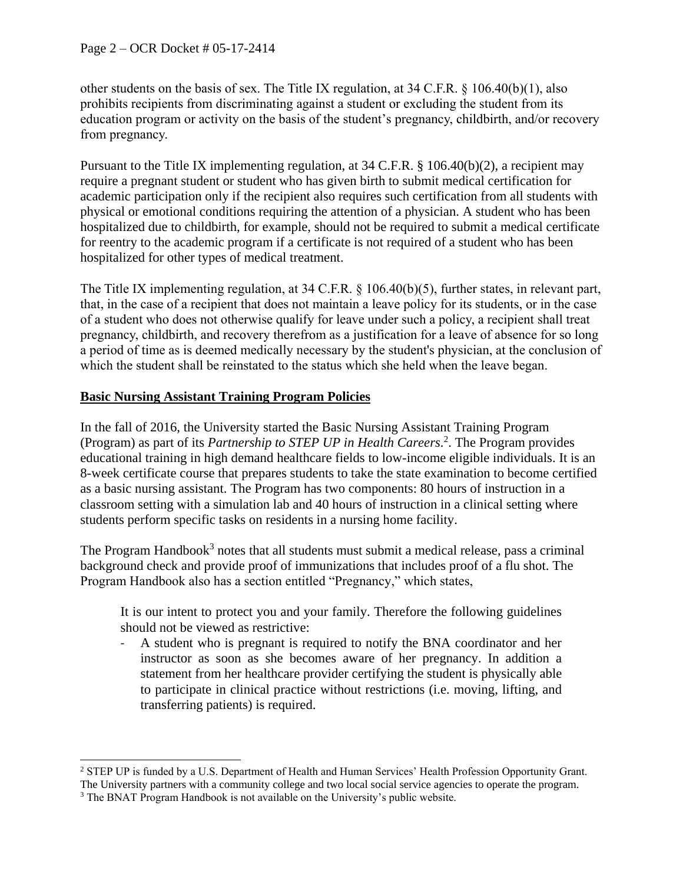other students on the basis of sex. The Title IX regulation, at 34 C.F.R. § 106.40(b)(1), also prohibits recipients from discriminating against a student or excluding the student from its education program or activity on the basis of the student's pregnancy, childbirth, and/or recovery from pregnancy.

Pursuant to the Title IX implementing regulation, at 34 C.F.R. § 106.40(b)(2), a recipient may require a pregnant student or student who has given birth to submit medical certification for academic participation only if the recipient also requires such certification from all students with physical or emotional conditions requiring the attention of a physician. A student who has been hospitalized due to childbirth, for example, should not be required to submit a medical certificate for reentry to the academic program if a certificate is not required of a student who has been hospitalized for other types of medical treatment.

The Title IX implementing regulation, at 34 C.F.R. § 106.40(b)(5), further states, in relevant part, that, in the case of a recipient that does not maintain a leave policy for its students, or in the case of a student who does not otherwise qualify for leave under such a policy, a recipient shall treat pregnancy, childbirth, and recovery therefrom as a justification for a leave of absence for so long a period of time as is deemed medically necessary by the student's physician, at the conclusion of which the student shall be reinstated to the status which she held when the leave began.

**Basic Nursing Assistant Training Program Policies**

In the fall of 2016, the University started the Basic Nursing Assistant Training Program (Program) as part of its *Partnership to STEP UP in Health Careers*.[2]. The Program provides educational training in high demand healthcare fields to low-income eligible individuals. It is an 8-week certificate course that prepares students to take the state examination to become certified as a basic nursing assistant. The Program has two components: 80 hours of instruction in a classroom setting with a simulation lab and 40 hours of instruction in a clinical setting where students perform specific tasks on residents in a nursing home facility.

The Program Handbook[3] notes that all students must submit a medical release, pass a criminal background check and provide proof of immunizations that includes proof of a flu shot. The Program Handbook also has a section entitled "Pregnancy," which states,

> It is our intent to protect you and your family. Therefore the following guidelines should not be viewed as restrictive:
>
> - A student who is pregnant is required to notify the BNA coordinator and her instructor as soon as she becomes aware of her pregnancy. In addition a statement from her healthcare provider certifying the student is physically able to participate in clinical practice without restrictions (i.e. moving, lifting, and transferring patients) is required.

---

[2] STEP UP is funded by a U.S. Department of Health and Human Services' Health Profession Opportunity Grant. The University partners with a community college and two local social service agencies to operate the program.

[3] The BNAT Program Handbook is not available on the University's public website.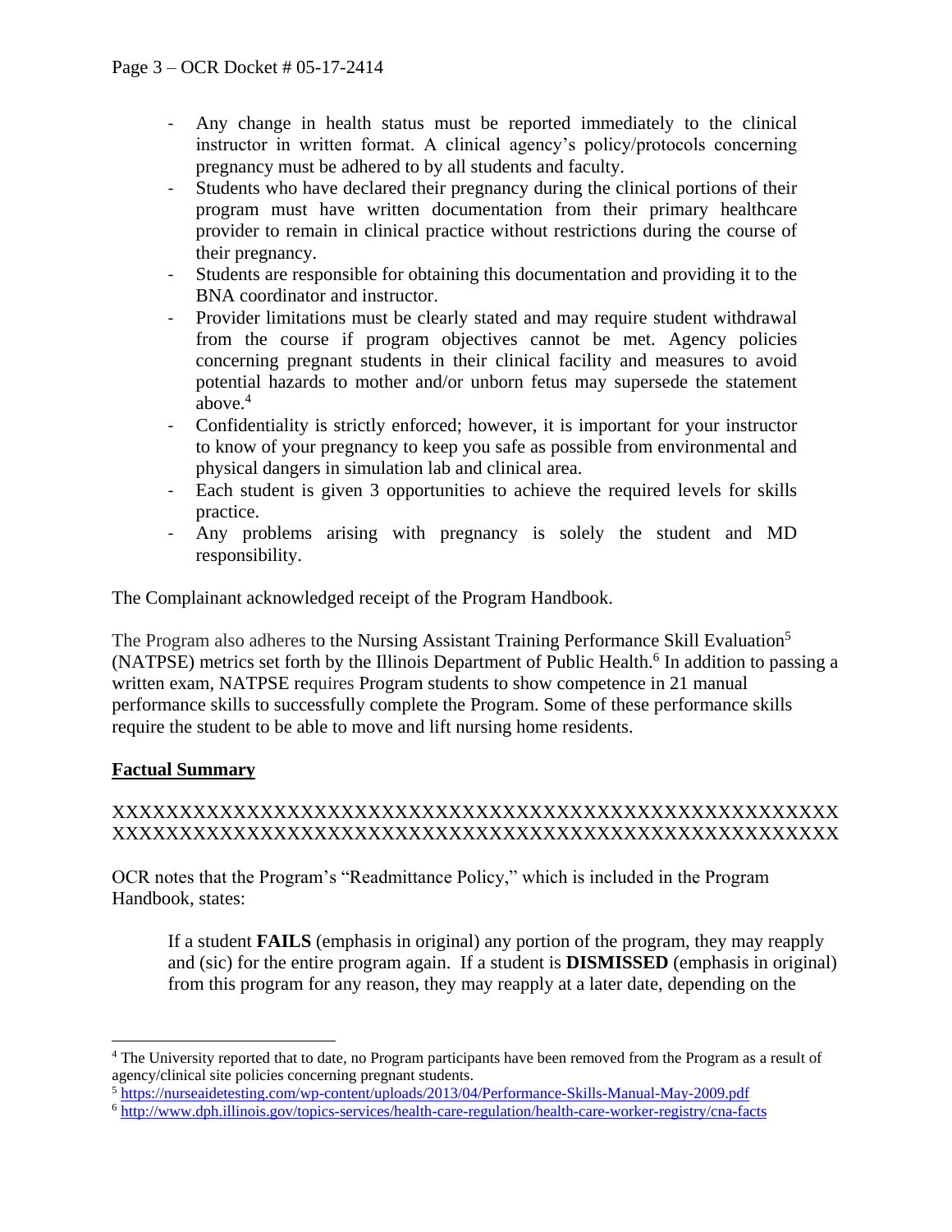- Any change in health status must be reported immediately to the clinical instructor in written format. A clinical agency's policy/protocols concerning pregnancy must be adhered to by all students and faculty.
- Students who have declared their pregnancy during the clinical portions of their program must have written documentation from their primary healthcare provider to remain in clinical practice without restrictions during the course of their pregnancy.
- Students are responsible for obtaining this documentation and providing it to the BNA coordinator and instructor.
- Provider limitations must be clearly stated and may require student withdrawal from the course if program objectives cannot be met. Agency policies concerning pregnant students in their clinical facility and measures to avoid potential hazards to mother and/or unborn fetus may supersede the statement above.[4]
- Confidentiality is strictly enforced; however, it is important for your instructor to know of your pregnancy to keep you safe as possible from environmental and physical dangers in simulation lab and clinical area.
- Each student is given 3 opportunities to achieve the required levels for skills practice.
- Any problems arising with pregnancy is solely the student and MD responsibility.

The Complainant acknowledged receipt of the Program Handbook.

The Program also adheres to the Nursing Assistant Training Performance Skill Evaluation[5] (NATPSE) metrics set forth by the Illinois Department of Public Health.[6] In addition to passing a written exam, NATPSE requires Program students to show competence in 21 manual performance skills to successfully complete the Program. Some of these performance skills require the student to be able to move and lift nursing home residents.

**Factual Summary**

XXXXXXXXXXXXXXXXXXXXXXXXXXXXXXXXXXXXXXXXXXXXXXXXXXXX
XXXXXXXXXXXXXXXXXXXXXXXXXXXXXXXXXXXXXXXXXXXXXXXXXXXX

OCR notes that the Program's "Readmittance Policy," which is included in the Program Handbook, states:

> If a student **FAILS** (emphasis in original) any portion of the program, they may reapply and (sic) for the entire program again. If a student is **DISMISSED** (emphasis in original) from this program for any reason, they may reapply at a later date, depending on the

---

[4] The University reported that to date, no Program participants have been removed from the Program as a result of agency/clinical site policies concerning pregnant students.

[5] https://nurseaidetesting.com/wp-content/uploads/2013/04/Performance-Skills-Manual-May-2009.pdf

[6] http://www.dph.illinois.gov/topics-services/health-care-regulation/health-care-worker-registry/cna-facts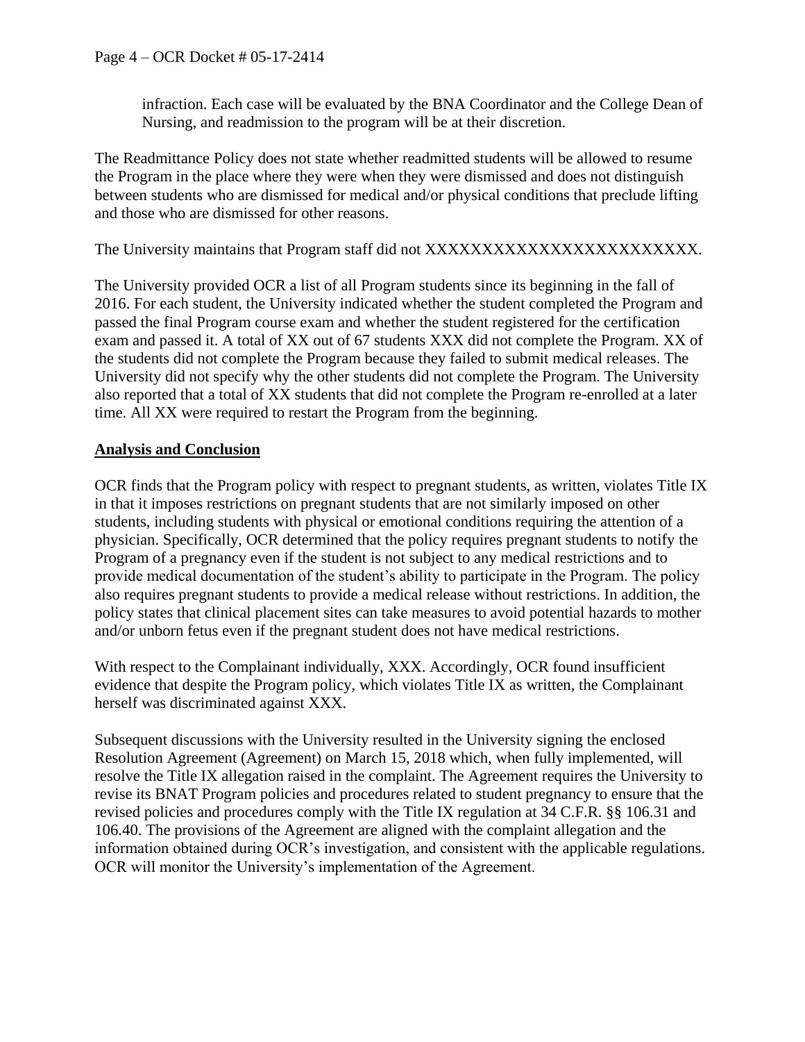infraction. Each case will be evaluated by the BNA Coordinator and the College Dean of Nursing, and readmission to the program will be at their discretion.

The Readmittance Policy does not state whether readmitted students will be allowed to resume the Program in the place where they were when they were dismissed and does not distinguish between students who are dismissed for medical and/or physical conditions that preclude lifting and those who are dismissed for other reasons.

The University maintains that Program staff did not XXXXXXXXXXXXXXXXXXXXXXXX.

The University provided OCR a list of all Program students since its beginning in the fall of 2016. For each student, the University indicated whether the student completed the Program and passed the final Program course exam and whether the student registered for the certification exam and passed it. A total of XX out of 67 students XXX did not complete the Program. XX of the students did not complete the Program because they failed to submit medical releases. The University did not specify why the other students did not complete the Program. The University also reported that a total of XX students that did not complete the Program re-enrolled at a later time. All XX were required to restart the Program from the beginning.

## Analysis and Conclusion

OCR finds that the Program policy with respect to pregnant students, as written, violates Title IX in that it imposes restrictions on pregnant students that are not similarly imposed on other students, including students with physical or emotional conditions requiring the attention of a physician. Specifically, OCR determined that the policy requires pregnant students to notify the Program of a pregnancy even if the student is not subject to any medical restrictions and to provide medical documentation of the student's ability to participate in the Program. The policy also requires pregnant students to provide a medical release without restrictions. In addition, the policy states that clinical placement sites can take measures to avoid potential hazards to mother and/or unborn fetus even if the pregnant student does not have medical restrictions.

With respect to the Complainant individually, XXX. Accordingly, OCR found insufficient evidence that despite the Program policy, which violates Title IX as written, the Complainant herself was discriminated against XXX.

Subsequent discussions with the University resulted in the University signing the enclosed Resolution Agreement (Agreement) on March 15, 2018 which, when fully implemented, will resolve the Title IX allegation raised in the complaint. The Agreement requires the University to revise its BNAT Program policies and procedures related to student pregnancy to ensure that the revised policies and procedures comply with the Title IX regulation at 34 C.F.R. §§ 106.31 and 106.40. The provisions of the Agreement are aligned with the complaint allegation and the information obtained during OCR's investigation, and consistent with the applicable regulations. OCR will monitor the University's implementation of the Agreement.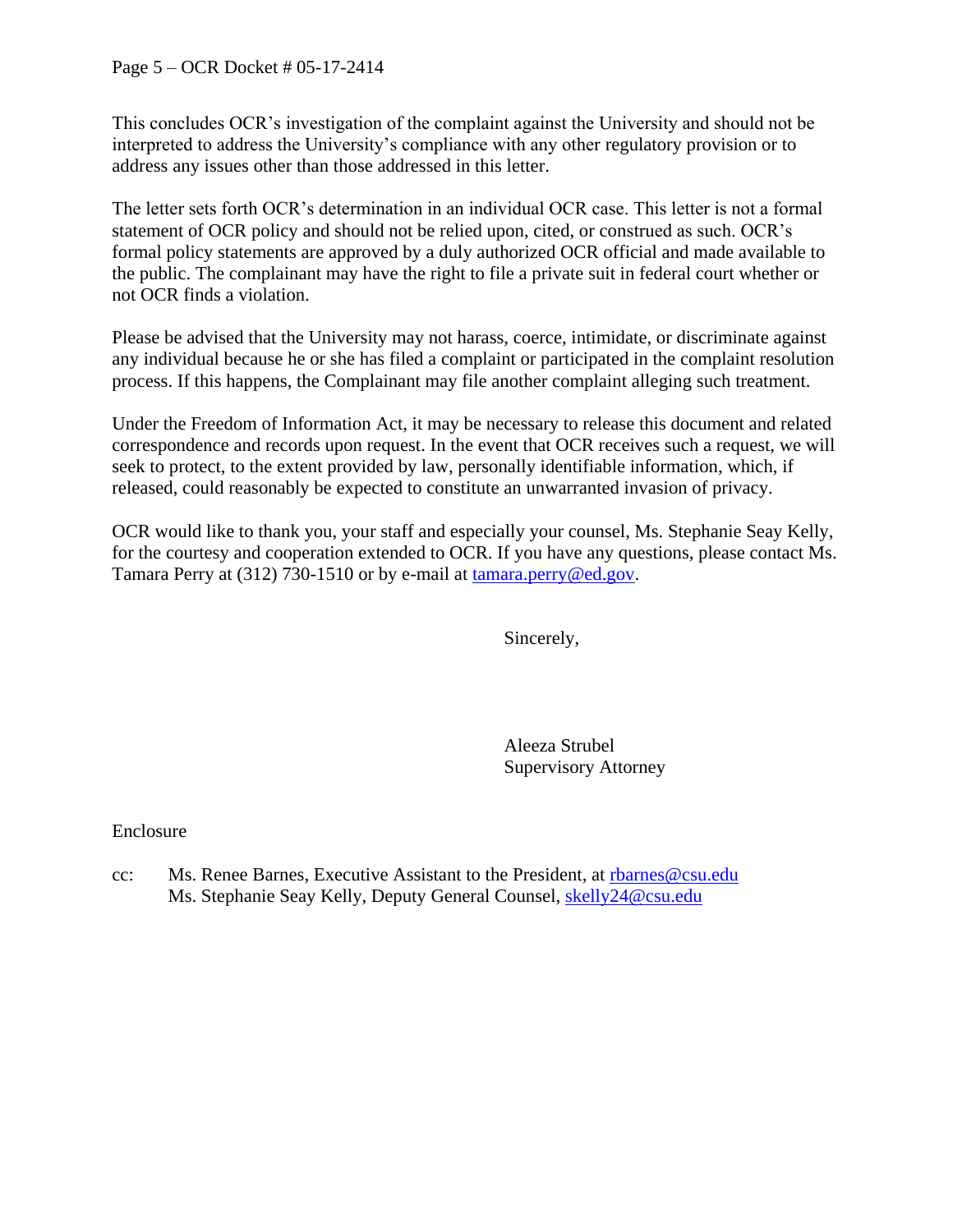This concludes OCR's investigation of the complaint against the University and should not be interpreted to address the University's compliance with any other regulatory provision or to address any issues other than those addressed in this letter.

The letter sets forth OCR's determination in an individual OCR case. This letter is not a formal statement of OCR policy and should not be relied upon, cited, or construed as such. OCR's formal policy statements are approved by a duly authorized OCR official and made available to the public. The complainant may have the right to file a private suit in federal court whether or not OCR finds a violation.

Please be advised that the University may not harass, coerce, intimidate, or discriminate against any individual because he or she has filed a complaint or participated in the complaint resolution process. If this happens, the Complainant may file another complaint alleging such treatment.

Under the Freedom of Information Act, it may be necessary to release this document and related correspondence and records upon request. In the event that OCR receives such a request, we will seek to protect, to the extent provided by law, personally identifiable information, which, if released, could reasonably be expected to constitute an unwarranted invasion of privacy.

OCR would like to thank you, your staff and especially your counsel, Ms. Stephanie Seay Kelly, for the courtesy and cooperation extended to OCR. If you have any questions, please contact Ms. Tamara Perry at (312) 730-1510 or by e-mail at tamara.perry@ed.gov.

Sincerely,

Aleeza Strubel
Supervisory Attorney

Enclosure

cc: Ms. Renee Barnes, Executive Assistant to the President, at rbarnes@csu.edu
Ms. Stephanie Seay Kelly, Deputy General Counsel, skelly24@csu.edu